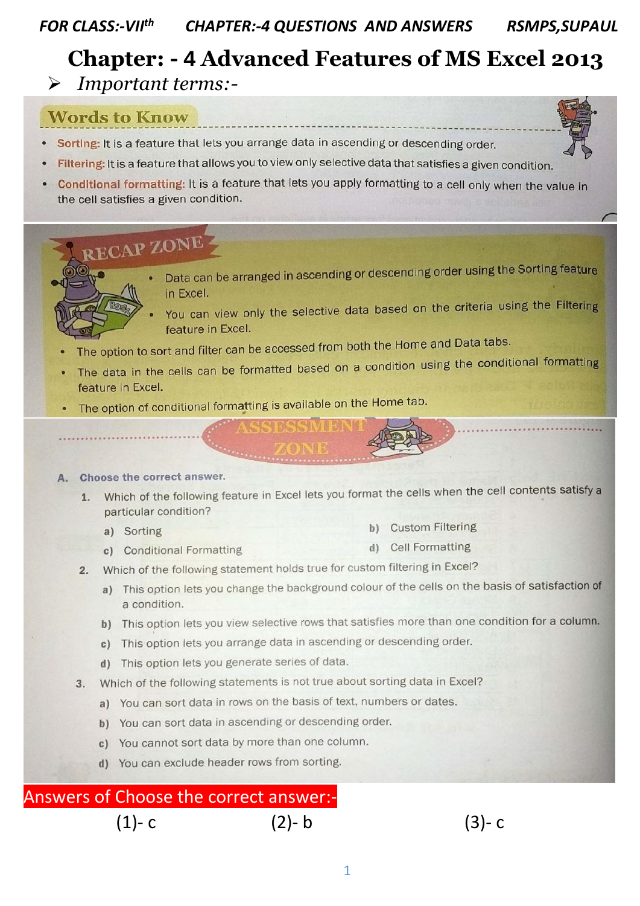# Chapter: - 4 Advanced Features of MS Excel 2013

- *Important terms:-*

## Words to Know

- **Sorting:** It is a feature that lets you arrange data in ascending or descending order.
- **Filtering:** It is a feature that allows you to view only selective data that satisfies a given condition.
- **Conditional formatting:** It is a feature that lets you apply formatting to a cell only when the value in the cell satisfies a given condition.

## RECAP ZONE

- Data can be arranged in ascending or descending order using the Sorting feature in Excel.
- You can view only the selective data based on the criteria using the Filtering feature in Excel.
- The option to sort and filter can be accessed from both the Home and Data tabs.
- The data in the cells can be formatted based on a condition using the conditional formatting feature in Excel.
- The option of conditional formatting is available on the Home tab.

## ASSESSMENT ZONE

**A. Choose the correct answer.**

1. Which of the following feature in Excel lets you format the cells when the cell contents satisfy a particular condition?
   - a) Sorting
   - b) Custom Filtering
   - c) Conditional Formatting
   - d) Cell Formatting
2. Which of the following statement holds true for custom filtering in Excel?
   - a) This option lets you change the background colour of the cells on the basis of satisfaction of a condition.
   - b) This option lets you view selective rows that satisfies more than one condition for a column.
   - c) This option lets you arrange data in ascending or descending order.
   - d) This option lets you generate series of data.
3. Which of the following statements is not true about sorting data in Excel?
   - a) You can sort data in rows on the basis of text, numbers or dates.
   - b) You can sort data in ascending or descending order.
   - c) You cannot sort data by more than one column.
   - d) You can exclude header rows from sorting.

**Answers of Choose the correct answer:-**

(1)- c (2)- b (3)- c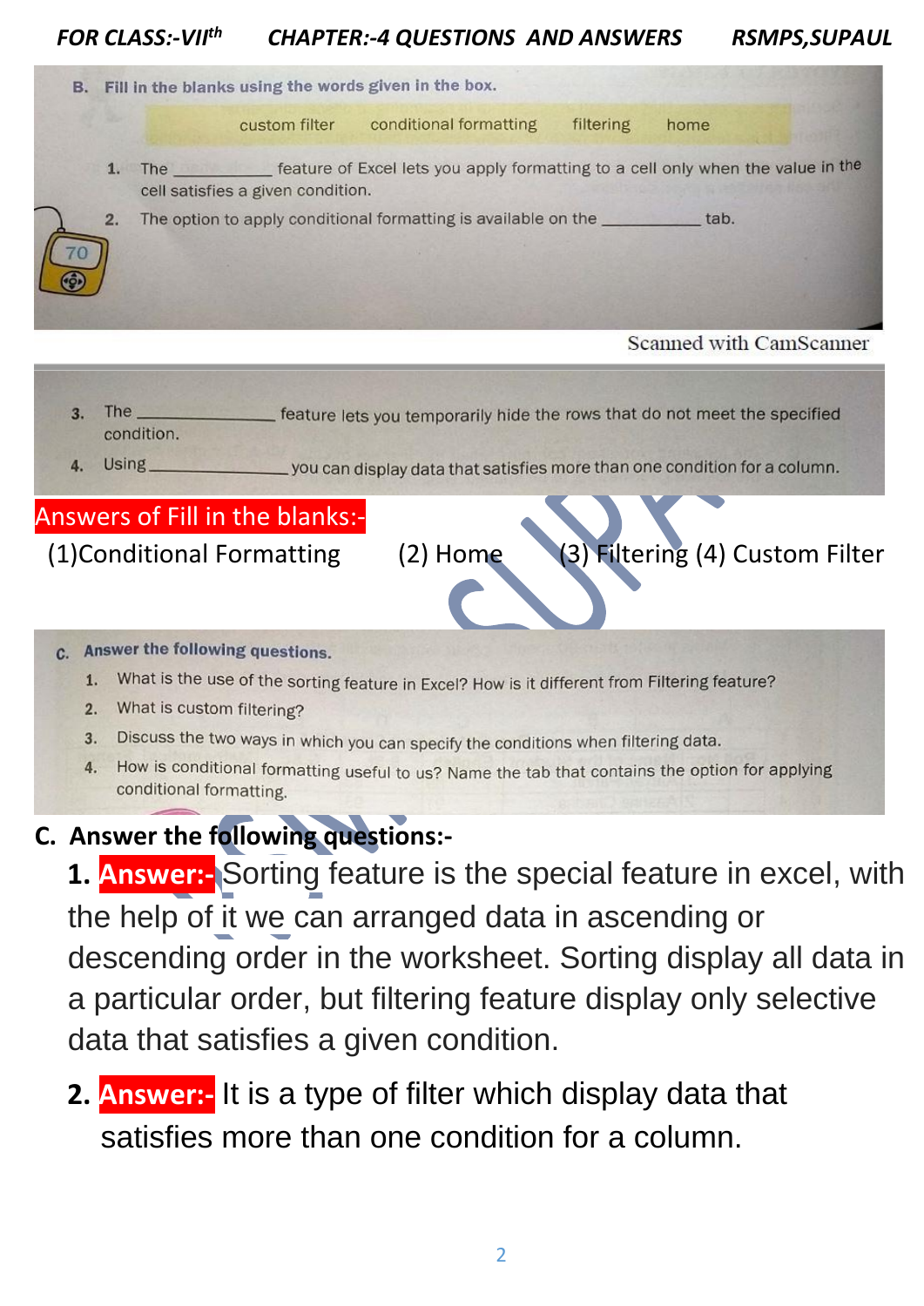**B. Fill in the blanks using the words given in the box.**

custom filter     conditional formatting     filtering     home

1. The __________ feature of Excel lets you apply formatting to a cell only when the value in the cell satisfies a given condition.
2. The option to apply conditional formatting is available on the __________ tab.

Scanned with CamScanner

3. The __________ feature lets you temporarily hide the rows that do not meet the specified condition.
4. Using __________ you can display data that satisfies more than one condition for a column.

**Answers of Fill in the blanks:-**

(1)Conditional Formatting     (2) Home     (3) Filtering (4) Custom Filter

**C. Answer the following questions.**

1. What is the use of the sorting feature in Excel? How is it different from Filtering feature?
2. What is custom filtering?
3. Discuss the two ways in which you can specify the conditions when filtering data.
4. How is conditional formatting useful to us? Name the tab that contains the option for applying conditional formatting.

## C. Answer the following questions:-

**1. Answer:-** Sorting feature is the special feature in excel, with the help of it we can arranged data in ascending or descending order in the worksheet. Sorting display all data in a particular order, but filtering feature display only selective data that satisfies a given condition.

**2. Answer:-** It is a type of filter which display data that satisfies more than one condition for a column.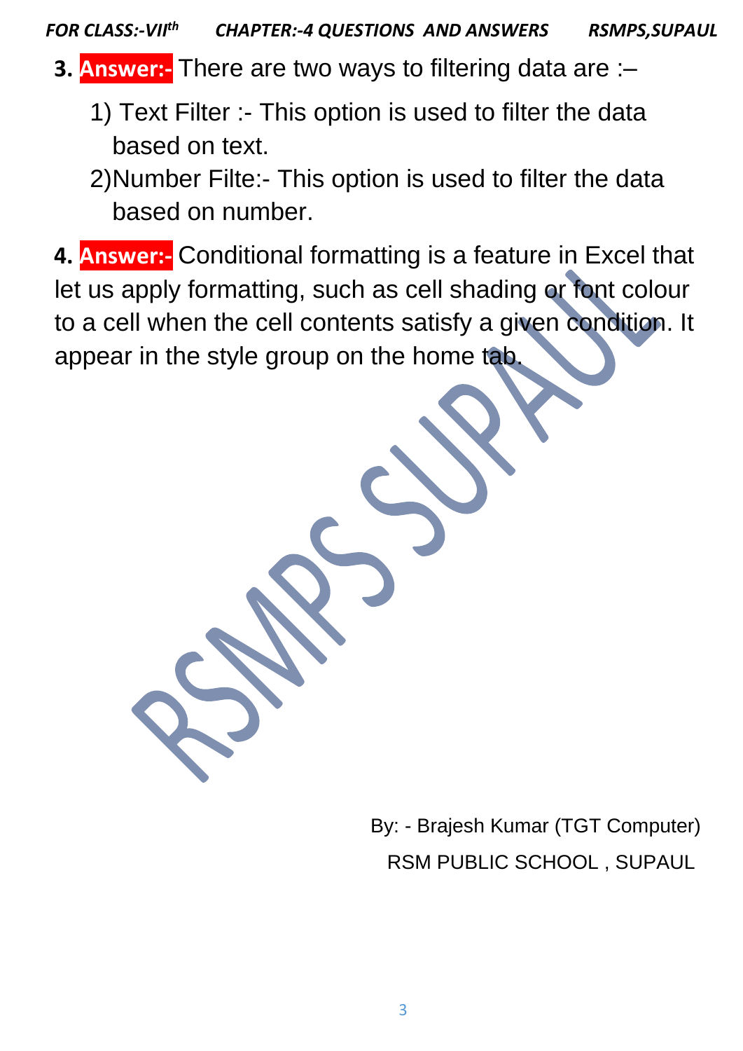**3. Answer:-** There are two ways to filtering data are :–

1) Text Filter :- This option is used to filter the data based on text.
2) Number Filte:- This option is used to filter the data based on number.

**4. Answer:-** Conditional formatting is a feature in Excel that let us apply formatting, such as cell shading or font colour to a cell when the cell contents satisfy a given condition. It appear in the style group on the home tab.

By: - Brajesh Kumar (TGT Computer)

RSM PUBLIC SCHOOL , SUPAUL